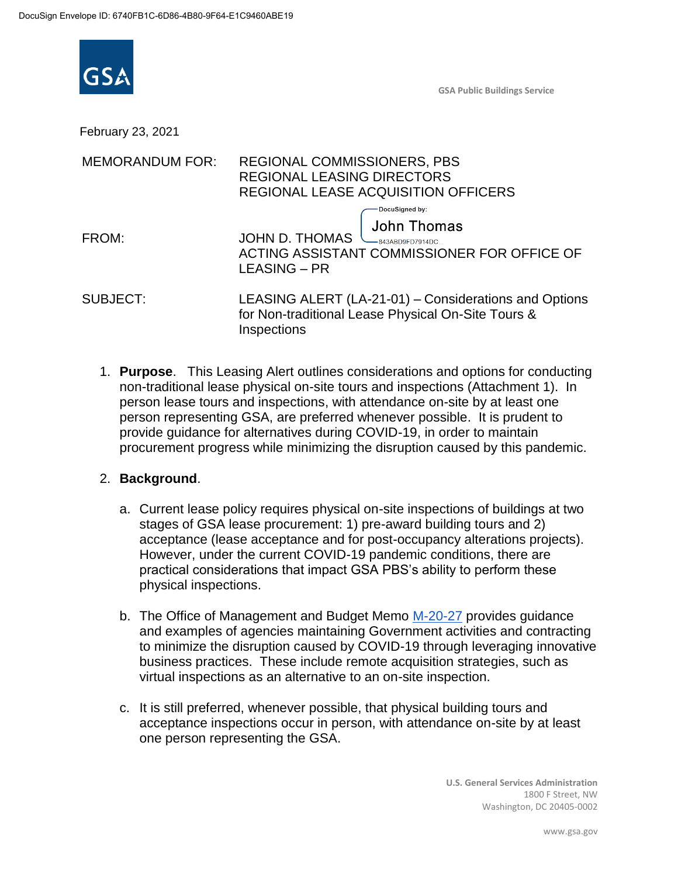DocuSign Envelope ID: 6740FB1C-6D86-4B80-9F64-E1C9460ABE19

GSA Public Buildings Service

February 23, 2021

MEMORANDUM FOR: REGIONAL COMMISSIONERS, PBS
REGIONAL LEASING DIRECTORS
REGIONAL LEASE ACQUISITION OFFICERS

FROM: JOHN D. THOMAS
ACTING ASSISTANT COMMISSIONER FOR OFFICE OF LEASING – PR

DocuSigned by: John Thomas
843ABD9FD7914DC...

SUBJECT: LEASING ALERT (LA-21-01) – Considerations and Options for Non-traditional Lease Physical On-Site Tours & Inspections

1. **Purpose**. This Leasing Alert outlines considerations and options for conducting non-traditional lease physical on-site tours and inspections (Attachment 1). In person lease tours and inspections, with attendance on-site by at least one person representing GSA, are preferred whenever possible. It is prudent to provide guidance for alternatives during COVID-19, in order to maintain procurement progress while minimizing the disruption caused by this pandemic.

2. **Background**.

   a. Current lease policy requires physical on-site inspections of buildings at two stages of GSA lease procurement: 1) pre-award building tours and 2) acceptance (lease acceptance and for post-occupancy alterations projects). However, under the current COVID-19 pandemic conditions, there are practical considerations that impact GSA PBS's ability to perform these physical inspections.

   b. The Office of Management and Budget Memo M-20-27 provides guidance and examples of agencies maintaining Government activities and contracting to minimize the disruption caused by COVID-19 through leveraging innovative business practices. These include remote acquisition strategies, such as virtual inspections as an alternative to an on-site inspection.

   c. It is still preferred, whenever possible, that physical building tours and acceptance inspections occur in person, with attendance on-site by at least one person representing the GSA.

U.S. General Services Administration
1800 F Street, NW
Washington, DC 20405-0002

www.gsa.gov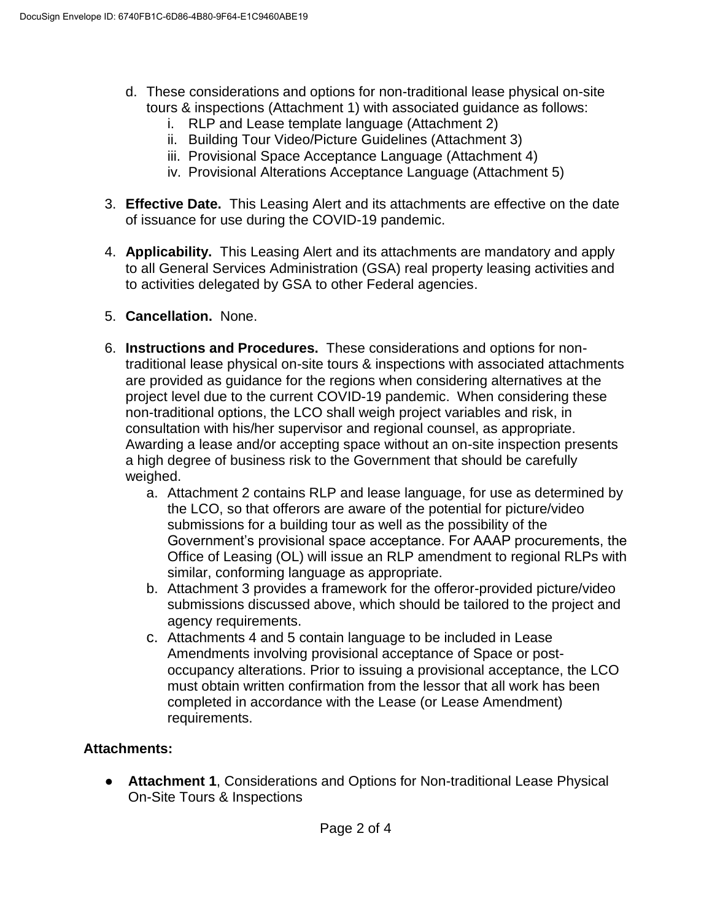d. These considerations and options for non-traditional lease physical on-site tours & inspections (Attachment 1) with associated guidance as follows:
   i. RLP and Lease template language (Attachment 2)
   ii. Building Tour Video/Picture Guidelines (Attachment 3)
   iii. Provisional Space Acceptance Language (Attachment 4)
   iv. Provisional Alterations Acceptance Language (Attachment 5)

3. **Effective Date.** This Leasing Alert and its attachments are effective on the date of issuance for use during the COVID-19 pandemic.

4. **Applicability.** This Leasing Alert and its attachments are mandatory and apply to all General Services Administration (GSA) real property leasing activities and to activities delegated by GSA to other Federal agencies.

5. **Cancellation.** None.

6. **Instructions and Procedures.** These considerations and options for non-traditional lease physical on-site tours & inspections with associated attachments are provided as guidance for the regions when considering alternatives at the project level due to the current COVID-19 pandemic. When considering these non-traditional options, the LCO shall weigh project variables and risk, in consultation with his/her supervisor and regional counsel, as appropriate. Awarding a lease and/or accepting space without an on-site inspection presents a high degree of business risk to the Government that should be carefully weighed.
   a. Attachment 2 contains RLP and lease language, for use as determined by the LCO, so that offerors are aware of the potential for picture/video submissions for a building tour as well as the possibility of the Government's provisional space acceptance. For AAAP procurements, the Office of Leasing (OL) will issue an RLP amendment to regional RLPs with similar, conforming language as appropriate.
   b. Attachment 3 provides a framework for the offeror-provided picture/video submissions discussed above, which should be tailored to the project and agency requirements.
   c. Attachments 4 and 5 contain language to be included in Lease Amendments involving provisional acceptance of Space or post-occupancy alterations. Prior to issuing a provisional acceptance, the LCO must obtain written confirmation from the lessor that all work has been completed in accordance with the Lease (or Lease Amendment) requirements.

**Attachments:**

- **Attachment 1**, Considerations and Options for Non-traditional Lease Physical On-Site Tours & Inspections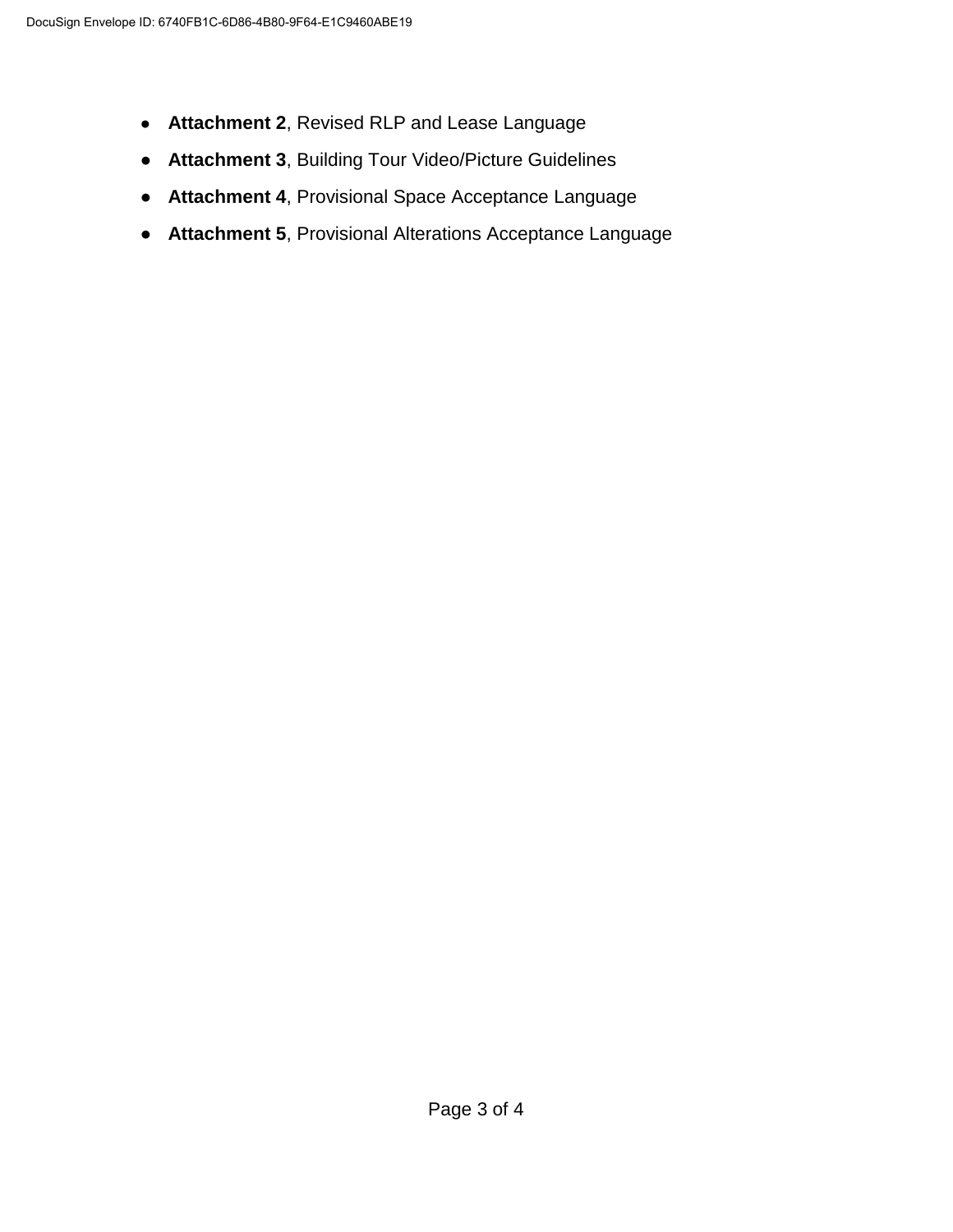- **Attachment 2**, Revised RLP and Lease Language
- **Attachment 3**, Building Tour Video/Picture Guidelines
- **Attachment 4**, Provisional Space Acceptance Language
- **Attachment 5**, Provisional Alterations Acceptance Language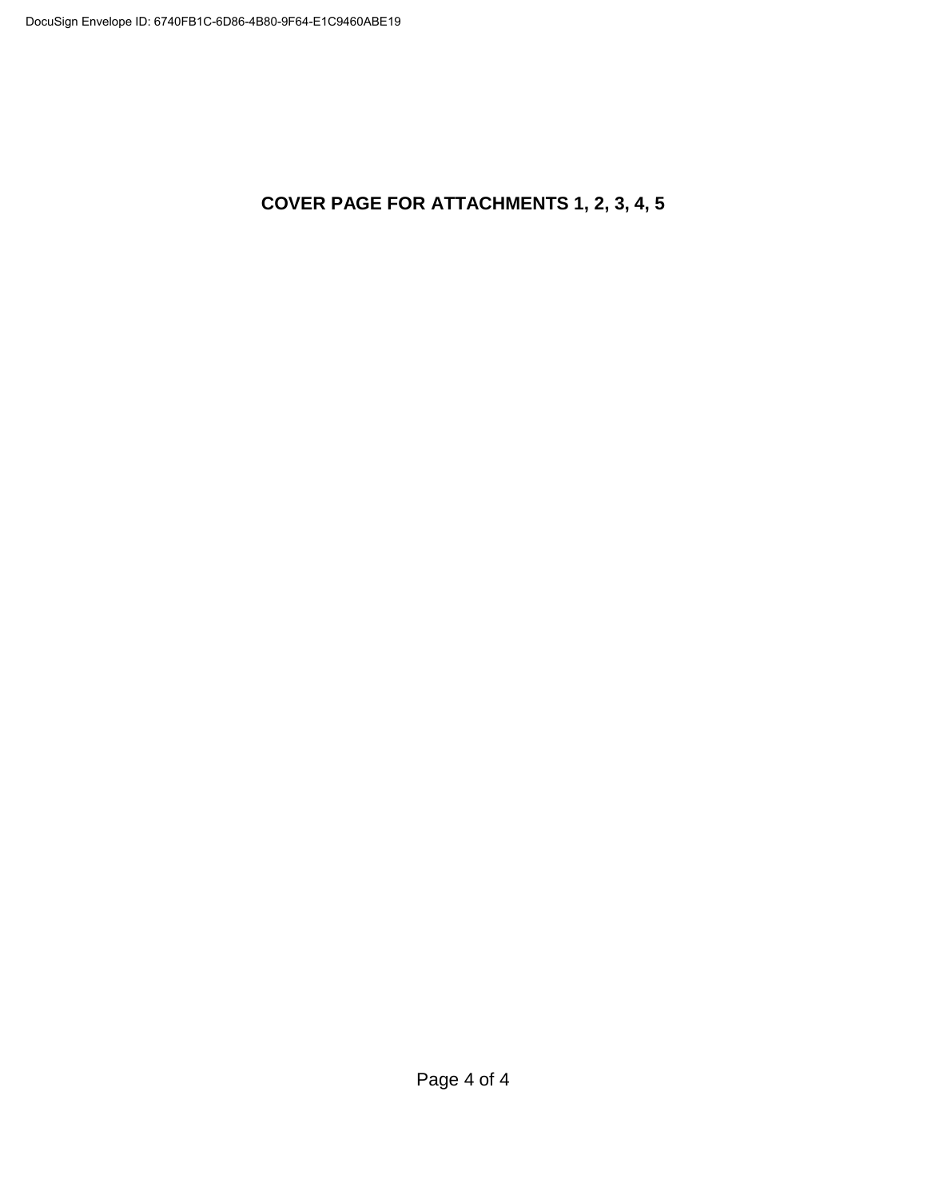**COVER PAGE FOR ATTACHMENTS 1, 2, 3, 4, 5**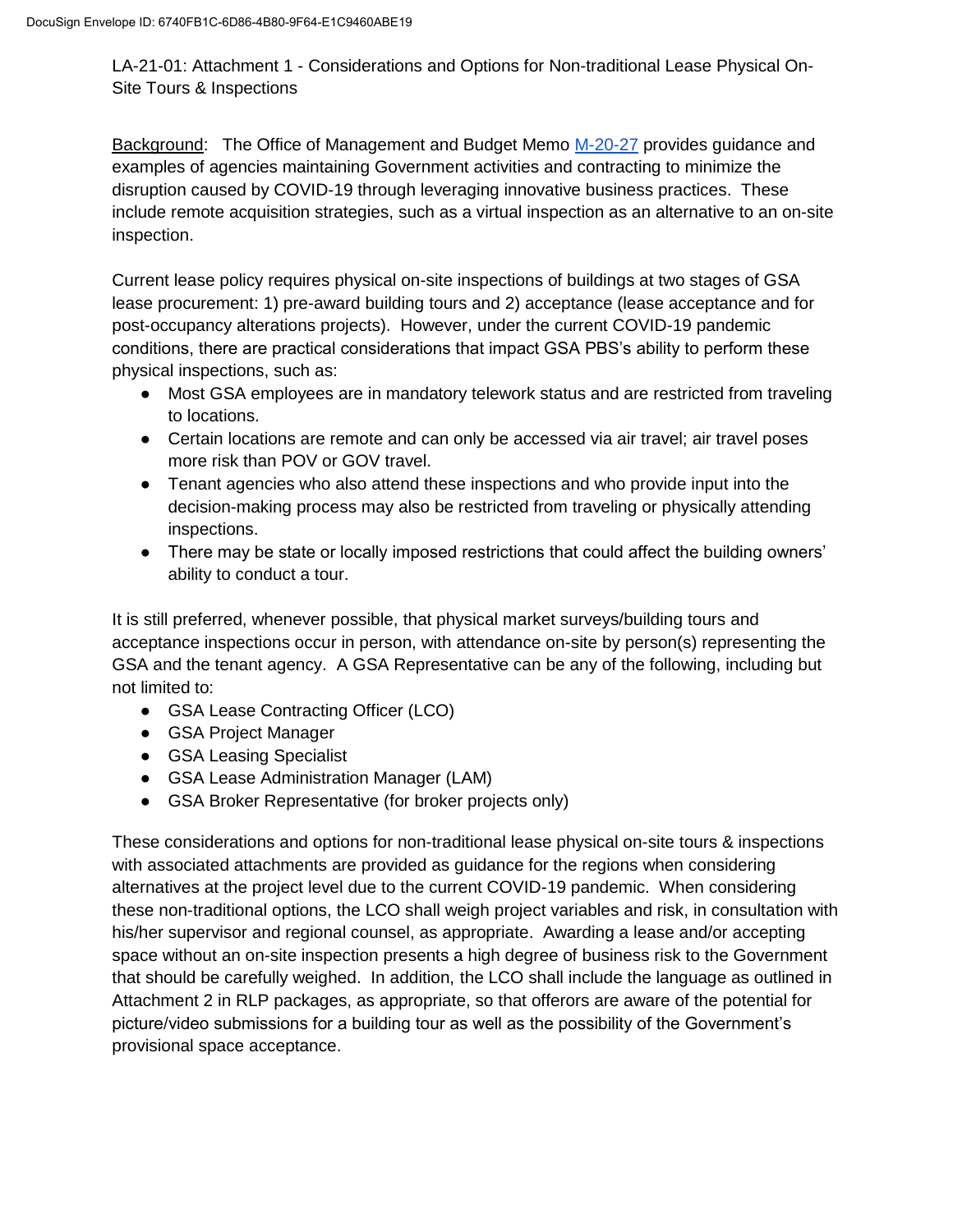LA-21-01: Attachment 1 - Considerations and Options for Non-traditional Lease Physical On-Site Tours & Inspections

Background: The Office of Management and Budget Memo [M-20-27](M-20-27) provides guidance and examples of agencies maintaining Government activities and contracting to minimize the disruption caused by COVID-19 through leveraging innovative business practices. These include remote acquisition strategies, such as a virtual inspection as an alternative to an on-site inspection.

Current lease policy requires physical on-site inspections of buildings at two stages of GSA lease procurement: 1) pre-award building tours and 2) acceptance (lease acceptance and for post-occupancy alterations projects). However, under the current COVID-19 pandemic conditions, there are practical considerations that impact GSA PBS's ability to perform these physical inspections, such as:

- Most GSA employees are in mandatory telework status and are restricted from traveling to locations.
- Certain locations are remote and can only be accessed via air travel; air travel poses more risk than POV or GOV travel.
- Tenant agencies who also attend these inspections and who provide input into the decision-making process may also be restricted from traveling or physically attending inspections.
- There may be state or locally imposed restrictions that could affect the building owners' ability to conduct a tour.

It is still preferred, whenever possible, that physical market surveys/building tours and acceptance inspections occur in person, with attendance on-site by person(s) representing the GSA and the tenant agency. A GSA Representative can be any of the following, including but not limited to:

- GSA Lease Contracting Officer (LCO)
- GSA Project Manager
- GSA Leasing Specialist
- GSA Lease Administration Manager (LAM)
- GSA Broker Representative (for broker projects only)

These considerations and options for non-traditional lease physical on-site tours & inspections with associated attachments are provided as guidance for the regions when considering alternatives at the project level due to the current COVID-19 pandemic. When considering these non-traditional options, the LCO shall weigh project variables and risk, in consultation with his/her supervisor and regional counsel, as appropriate. Awarding a lease and/or accepting space without an on-site inspection presents a high degree of business risk to the Government that should be carefully weighed. In addition, the LCO shall include the language as outlined in Attachment 2 in RLP packages, as appropriate, so that offerors are aware of the potential for picture/video submissions for a building tour as well as the possibility of the Government's provisional space acceptance.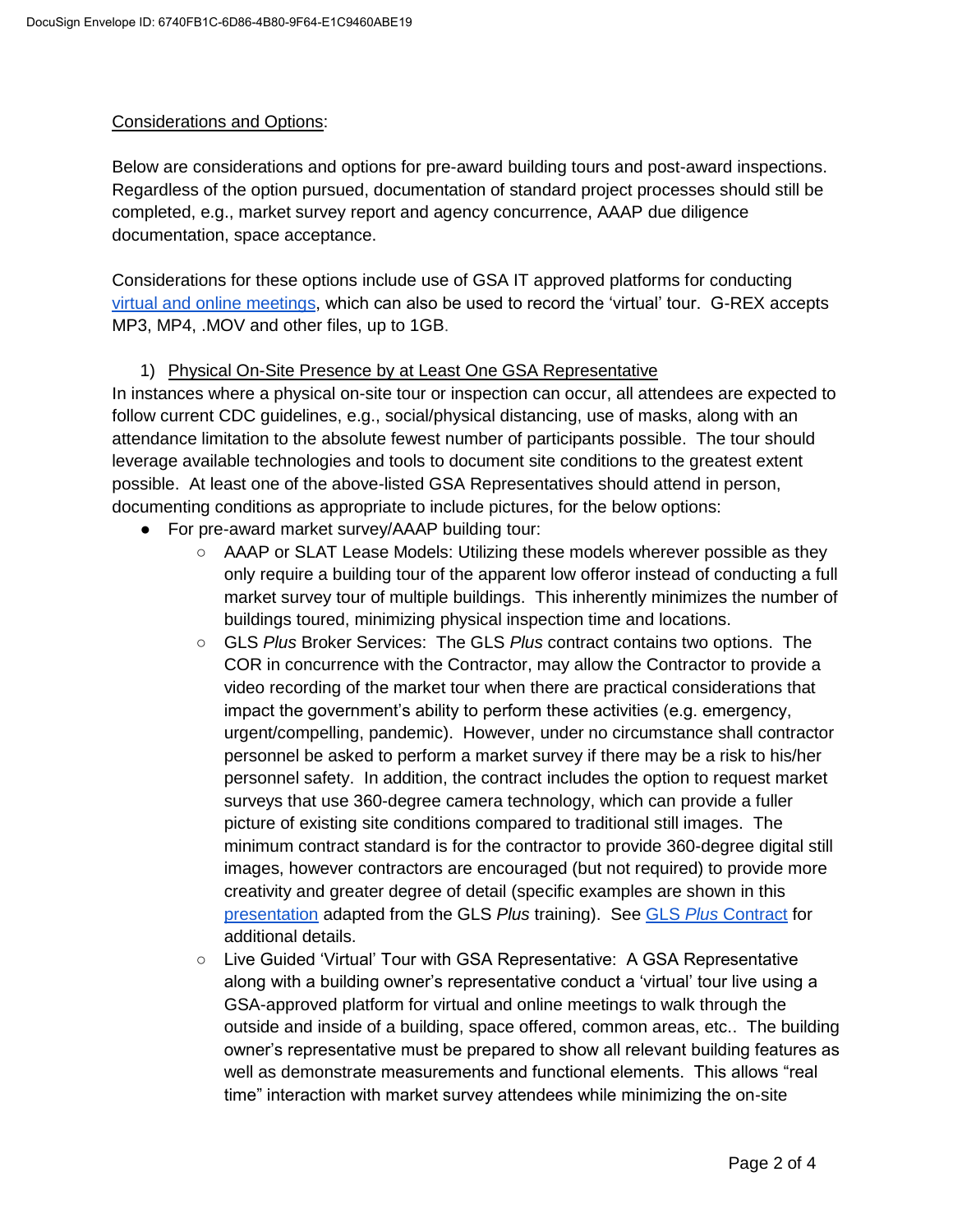Considerations and Options:

Below are considerations and options for pre-award building tours and post-award inspections. Regardless of the option pursued, documentation of standard project processes should still be completed, e.g., market survey report and agency concurrence, AAAP due diligence documentation, space acceptance.

Considerations for these options include use of GSA IT approved platforms for conducting virtual and online meetings, which can also be used to record the 'virtual' tour. G-REX accepts MP3, MP4, .MOV and other files, up to 1GB.

1) Physical On-Site Presence by at Least One GSA Representative

In instances where a physical on-site tour or inspection can occur, all attendees are expected to follow current CDC guidelines, e.g., social/physical distancing, use of masks, along with an attendance limitation to the absolute fewest number of participants possible. The tour should leverage available technologies and tools to document site conditions to the greatest extent possible. At least one of the above-listed GSA Representatives should attend in person, documenting conditions as appropriate to include pictures, for the below options:

- For pre-award market survey/AAAP building tour:
  - AAAP or SLAT Lease Models: Utilizing these models wherever possible as they only require a building tour of the apparent low offeror instead of conducting a full market survey tour of multiple buildings. This inherently minimizes the number of buildings toured, minimizing physical inspection time and locations.
  - GLS *Plus* Broker Services: The GLS *Plus* contract contains two options. The COR in concurrence with the Contractor, may allow the Contractor to provide a video recording of the market tour when there are practical considerations that impact the government's ability to perform these activities (e.g. emergency, urgent/compelling, pandemic). However, under no circumstance shall contractor personnel be asked to perform a market survey if there may be a risk to his/her personnel safety. In addition, the contract includes the option to request market surveys that use 360-degree camera technology, which can provide a fuller picture of existing site conditions compared to traditional still images. The minimum contract standard is for the contractor to provide 360-degree digital still images, however contractors are encouraged (but not required) to provide more creativity and greater degree of detail (specific examples are shown in this presentation adapted from the GLS *Plus* training). See GLS *Plus* Contract for additional details.
  - Live Guided 'Virtual' Tour with GSA Representative: A GSA Representative along with a building owner's representative conduct a 'virtual' tour live using a GSA-approved platform for virtual and online meetings to walk through the outside and inside of a building, space offered, common areas, etc.. The building owner's representative must be prepared to show all relevant building features as well as demonstrate measurements and functional elements. This allows "real time" interaction with market survey attendees while minimizing the on-site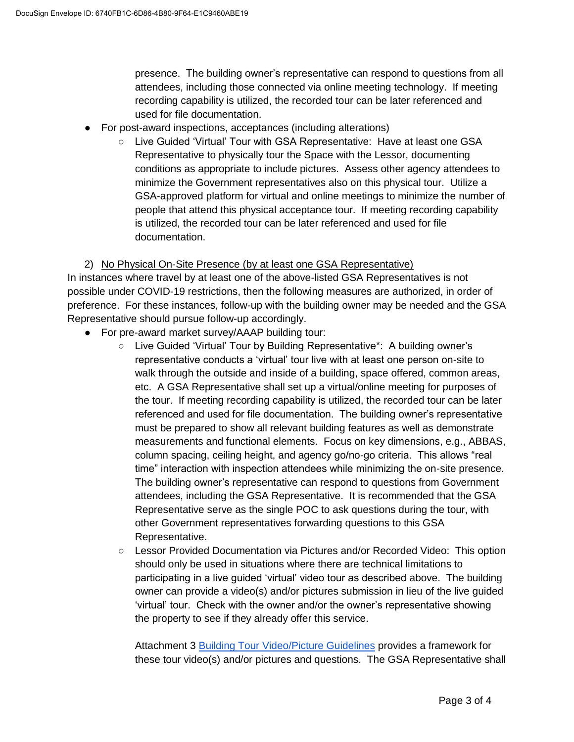presence. The building owner's representative can respond to questions from all attendees, including those connected via online meeting technology. If meeting recording capability is utilized, the recorded tour can be later referenced and used for file documentation.

- For post-award inspections, acceptances (including alterations)
  - Live Guided 'Virtual' Tour with GSA Representative: Have at least one GSA Representative to physically tour the Space with the Lessor, documenting conditions as appropriate to include pictures. Assess other agency attendees to minimize the Government representatives also on this physical tour. Utilize a GSA-approved platform for virtual and online meetings to minimize the number of people that attend this physical acceptance tour. If meeting recording capability is utilized, the recorded tour can be later referenced and used for file documentation.

2) <u>No Physical On-Site Presence (by at least one GSA Representative)</u>

In instances where travel by at least one of the above-listed GSA Representatives is not possible under COVID-19 restrictions, then the following measures are authorized, in order of preference. For these instances, follow-up with the building owner may be needed and the GSA Representative should pursue follow-up accordingly.

- For pre-award market survey/AAAP building tour:
  - Live Guided 'Virtual' Tour by Building Representative*: A building owner's representative conducts a 'virtual' tour live with at least one person on-site to walk through the outside and inside of a building, space offered, common areas, etc. A GSA Representative shall set up a virtual/online meeting for purposes of the tour. If meeting recording capability is utilized, the recorded tour can be later referenced and used for file documentation. The building owner's representative must be prepared to show all relevant building features as well as demonstrate measurements and functional elements. Focus on key dimensions, e.g., ABBAS, column spacing, ceiling height, and agency go/no-go criteria. This allows "real time" interaction with inspection attendees while minimizing the on-site presence. The building owner's representative can respond to questions from Government attendees, including the GSA Representative. It is recommended that the GSA Representative serve as the single POC to ask questions during the tour, with other Government representatives forwarding questions to this GSA Representative.
  - Lessor Provided Documentation via Pictures and/or Recorded Video: This option should only be used in situations where there are technical limitations to participating in a live guided 'virtual' video tour as described above. The building owner can provide a video(s) and/or pictures submission in lieu of the live guided 'virtual' tour. Check with the owner and/or the owner's representative showing the property to see if they already offer this service.

    Attachment 3 Building Tour Video/Picture Guidelines provides a framework for these tour video(s) and/or pictures and questions. The GSA Representative shall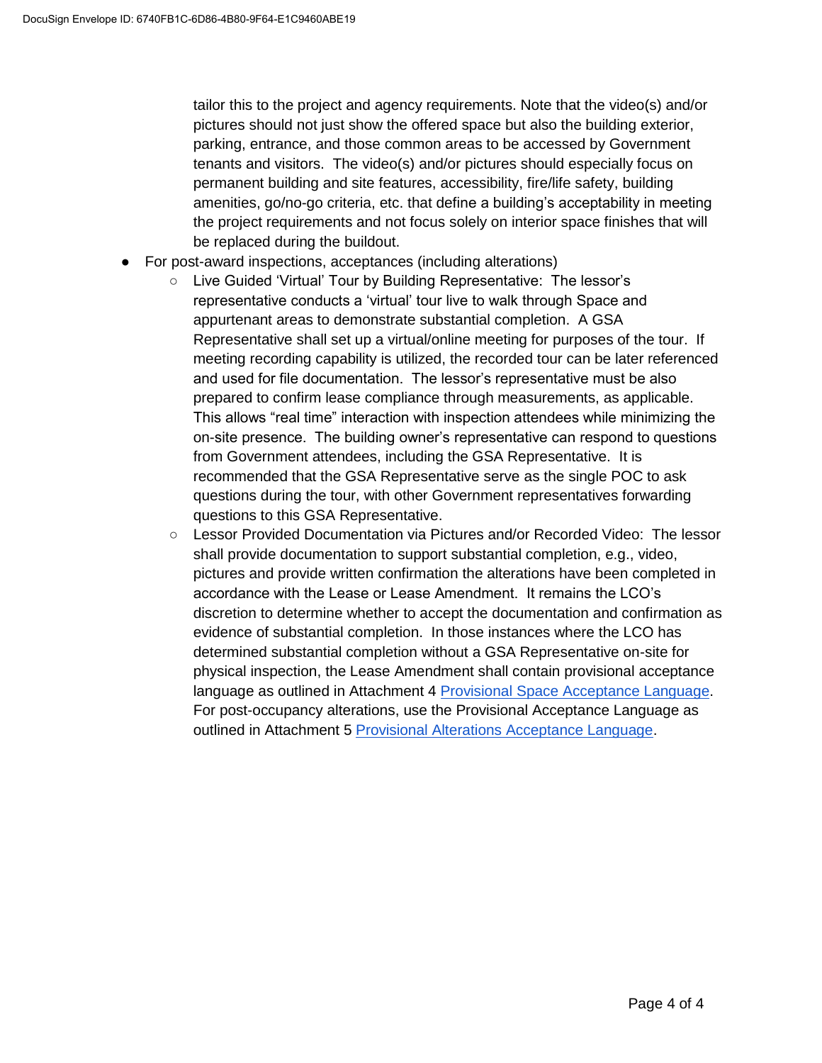tailor this to the project and agency requirements. Note that the video(s) and/or pictures should not just show the offered space but also the building exterior, parking, entrance, and those common areas to be accessed by Government tenants and visitors. The video(s) and/or pictures should especially focus on permanent building and site features, accessibility, fire/life safety, building amenities, go/no-go criteria, etc. that define a building's acceptability in meeting the project requirements and not focus solely on interior space finishes that will be replaced during the buildout.

- For post-award inspections, acceptances (including alterations)
  - Live Guided 'Virtual' Tour by Building Representative: The lessor's representative conducts a 'virtual' tour live to walk through Space and appurtenant areas to demonstrate substantial completion. A GSA Representative shall set up a virtual/online meeting for purposes of the tour. If meeting recording capability is utilized, the recorded tour can be later referenced and used for file documentation. The lessor's representative must be also prepared to confirm lease compliance through measurements, as applicable. This allows "real time" interaction with inspection attendees while minimizing the on-site presence. The building owner's representative can respond to questions from Government attendees, including the GSA Representative. It is recommended that the GSA Representative serve as the single POC to ask questions during the tour, with other Government representatives forwarding questions to this GSA Representative.
  - Lessor Provided Documentation via Pictures and/or Recorded Video: The lessor shall provide documentation to support substantial completion, e.g., video, pictures and provide written confirmation the alterations have been completed in accordance with the Lease or Lease Amendment. It remains the LCO's discretion to determine whether to accept the documentation and confirmation as evidence of substantial completion. In those instances where the LCO has determined substantial completion without a GSA Representative on-site for physical inspection, the Lease Amendment shall contain provisional acceptance language as outlined in Attachment 4 Provisional Space Acceptance Language. For post-occupancy alterations, use the Provisional Acceptance Language as outlined in Attachment 5 Provisional Alterations Acceptance Language.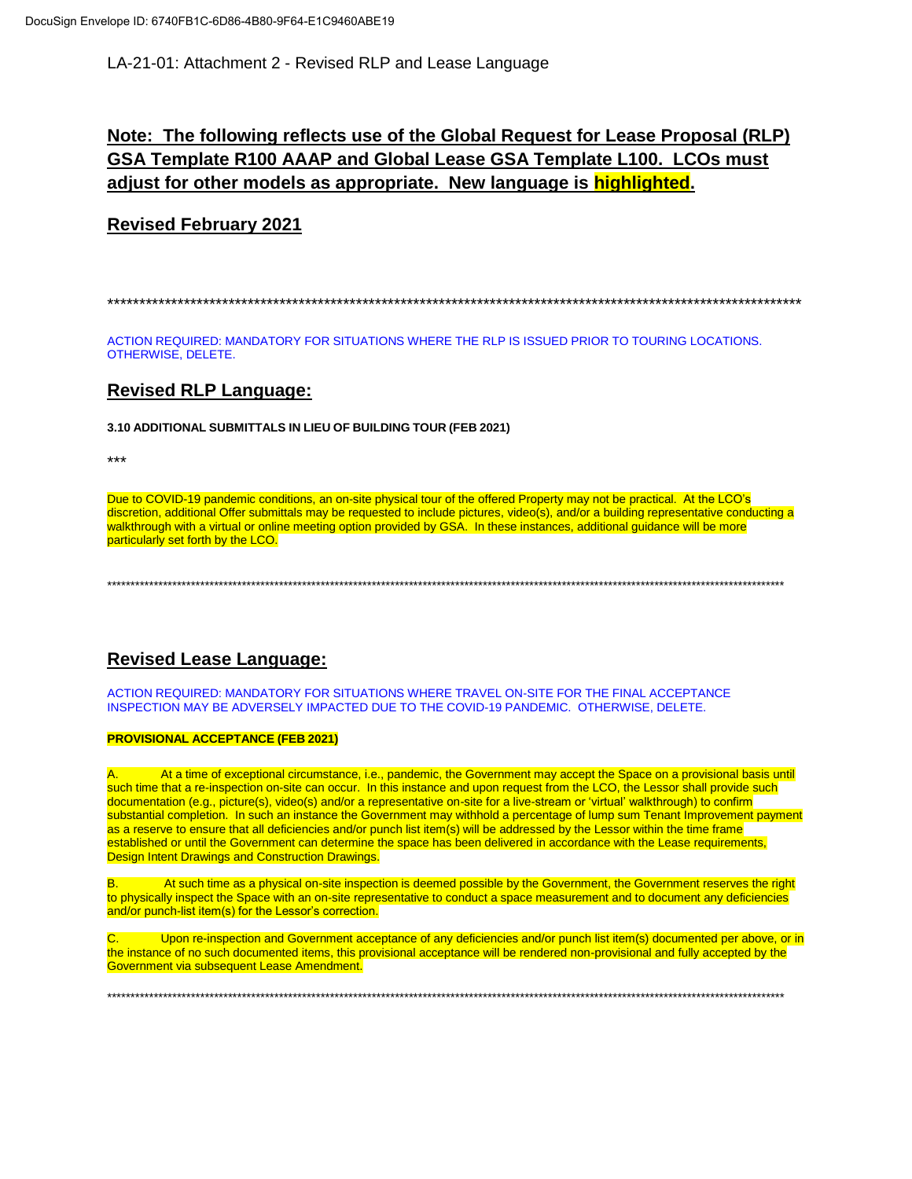DocuSign Envelope ID: 6740FB1C-6D86-4B80-9F64-E1C9460ABE19

LA-21-01: Attachment 2 - Revised RLP and Lease Language

## Note: The following reflects use of the Global Request for Lease Proposal (RLP) GSA Template R100 AAAP and Global Lease GSA Template L100. LCOs must adjust for other models as appropriate. New language is highlighted.

## Revised February 2021

***********************************************************************************************************

ACTION REQUIRED: MANDATORY FOR SITUATIONS WHERE THE RLP IS ISSUED PRIOR TO TOURING LOCATIONS. OTHERWISE, DELETE.

## Revised RLP Language:

**3.10 ADDITIONAL SUBMITTALS IN LIEU OF BUILDING TOUR (FEB 2021)**

***

Due to COVID-19 pandemic conditions, an on-site physical tour of the offered Property may not be practical. At the LCO's discretion, additional Offer submittals may be requested to include pictures, video(s), and/or a building representative conducting a walkthrough with a virtual or online meeting option provided by GSA. In these instances, additional guidance will be more particularly set forth by the LCO.

***********************************************************************************************************

## Revised Lease Language:

ACTION REQUIRED: MANDATORY FOR SITUATIONS WHERE TRAVEL ON-SITE FOR THE FINAL ACCEPTANCE INSPECTION MAY BE ADVERSELY IMPACTED DUE TO THE COVID-19 PANDEMIC. OTHERWISE, DELETE.

**PROVISIONAL ACCEPTANCE (FEB 2021)**

A. At a time of exceptional circumstance, i.e., pandemic, the Government may accept the Space on a provisional basis until such time that a re-inspection on-site can occur. In this instance and upon request from the LCO, the Lessor shall provide such documentation (e.g., picture(s), video(s) and/or a representative on-site for a live-stream or 'virtual' walkthrough) to confirm substantial completion. In such an instance the Government may withhold a percentage of lump sum Tenant Improvement payment as a reserve to ensure that all deficiencies and/or punch list item(s) will be addressed by the Lessor within the time frame established or until the Government can determine the space has been delivered in accordance with the Lease requirements, Design Intent Drawings and Construction Drawings.

B. At such time as a physical on-site inspection is deemed possible by the Government, the Government reserves the right to physically inspect the Space with an on-site representative to conduct a space measurement and to document any deficiencies and/or punch-list item(s) for the Lessor's correction.

C. Upon re-inspection and Government acceptance of any deficiencies and/or punch list item(s) documented per above, or in the instance of no such documented items, this provisional acceptance will be rendered non-provisional and fully accepted by the Government via subsequent Lease Amendment.

***********************************************************************************************************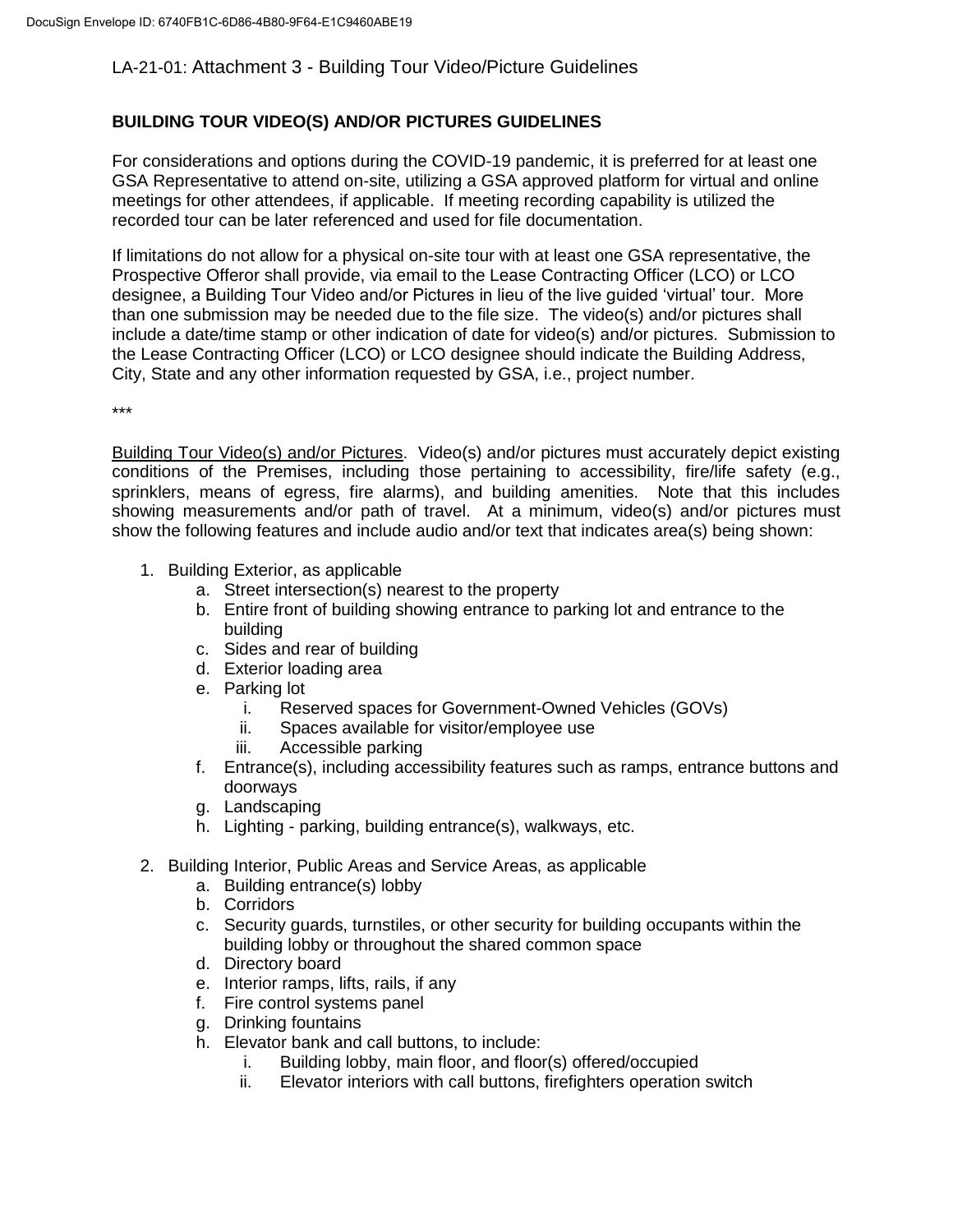LA-21-01: Attachment 3 - Building Tour Video/Picture Guidelines

## BUILDING TOUR VIDEO(S) AND/OR PICTURES GUIDELINES

For considerations and options during the COVID-19 pandemic, it is preferred for at least one GSA Representative to attend on-site, utilizing a GSA approved platform for virtual and online meetings for other attendees, if applicable. If meeting recording capability is utilized the recorded tour can be later referenced and used for file documentation.

If limitations do not allow for a physical on-site tour with at least one GSA representative, the Prospective Offeror shall provide, via email to the Lease Contracting Officer (LCO) or LCO designee, a Building Tour Video and/or Pictures in lieu of the live guided 'virtual' tour. More than one submission may be needed due to the file size. The video(s) and/or pictures shall include a date/time stamp or other indication of date for video(s) and/or pictures. Submission to the Lease Contracting Officer (LCO) or LCO designee should indicate the Building Address, City, State and any other information requested by GSA, i.e., project number.

***

Building Tour Video(s) and/or Pictures. Video(s) and/or pictures must accurately depict existing conditions of the Premises, including those pertaining to accessibility, fire/life safety (e.g., sprinklers, means of egress, fire alarms), and building amenities. Note that this includes showing measurements and/or path of travel. At a minimum, video(s) and/or pictures must show the following features and include audio and/or text that indicates area(s) being shown:

1. Building Exterior, as applicable
    a. Street intersection(s) nearest to the property
    b. Entire front of building showing entrance to parking lot and entrance to the building
    c. Sides and rear of building
    d. Exterior loading area
    e. Parking lot
        i. Reserved spaces for Government-Owned Vehicles (GOVs)
        ii. Spaces available for visitor/employee use
        iii. Accessible parking
    f. Entrance(s), including accessibility features such as ramps, entrance buttons and doorways
    g. Landscaping
    h. Lighting - parking, building entrance(s), walkways, etc.

2. Building Interior, Public Areas and Service Areas, as applicable
    a. Building entrance(s) lobby
    b. Corridors
    c. Security guards, turnstiles, or other security for building occupants within the building lobby or throughout the shared common space
    d. Directory board
    e. Interior ramps, lifts, rails, if any
    f. Fire control systems panel
    g. Drinking fountains
    h. Elevator bank and call buttons, to include:
        i. Building lobby, main floor, and floor(s) offered/occupied
        ii. Elevator interiors with call buttons, firefighters operation switch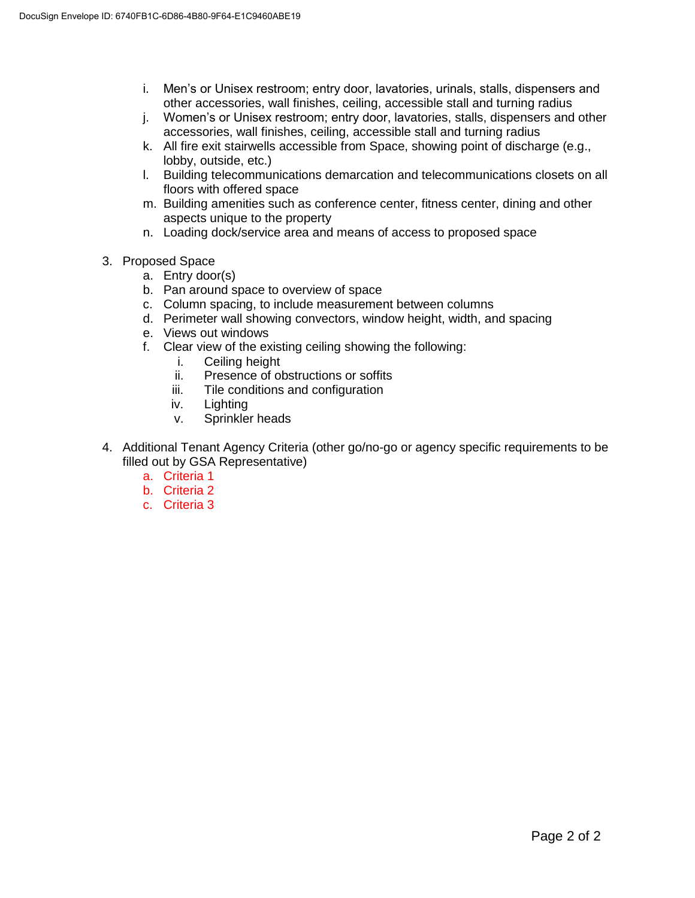i. Men's or Unisex restroom; entry door, lavatories, urinals, stalls, dispensers and other accessories, wall finishes, ceiling, accessible stall and turning radius
j. Women's or Unisex restroom; entry door, lavatories, stalls, dispensers and other accessories, wall finishes, ceiling, accessible stall and turning radius
k. All fire exit stairwells accessible from Space, showing point of discharge (e.g., lobby, outside, etc.)
l. Building telecommunications demarcation and telecommunications closets on all floors with offered space
m. Building amenities such as conference center, fitness center, dining and other aspects unique to the property
n. Loading dock/service area and means of access to proposed space

3. Proposed Space
    a. Entry door(s)
    b. Pan around space to overview of space
    c. Column spacing, to include measurement between columns
    d. Perimeter wall showing convectors, window height, width, and spacing
    e. Views out windows
    f. Clear view of the existing ceiling showing the following:
        i. Ceiling height
        ii. Presence of obstructions or soffits
        iii. Tile conditions and configuration
        iv. Lighting
        v. Sprinkler heads

4. Additional Tenant Agency Criteria (other go/no-go or agency specific requirements to be filled out by GSA Representative)
    a. Criteria 1
    b. Criteria 2
    c. Criteria 3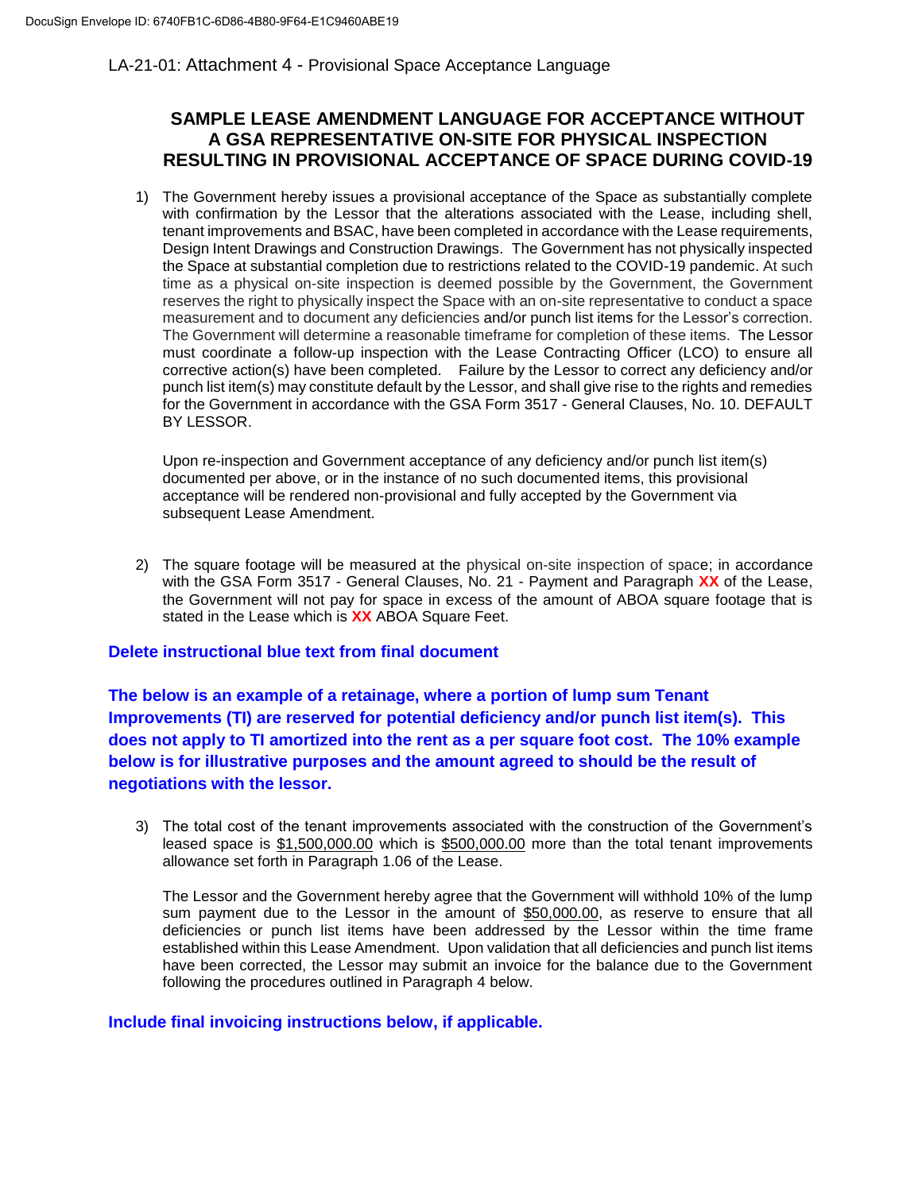LA-21-01: Attachment 4 - Provisional Space Acceptance Language

## SAMPLE LEASE AMENDMENT LANGUAGE FOR ACCEPTANCE WITHOUT A GSA REPRESENTATIVE ON-SITE FOR PHYSICAL INSPECTION RESULTING IN PROVISIONAL ACCEPTANCE OF SPACE DURING COVID-19

1) The Government hereby issues a provisional acceptance of the Space as substantially complete with confirmation by the Lessor that the alterations associated with the Lease, including shell, tenant improvements and BSAC, have been completed in accordance with the Lease requirements, Design Intent Drawings and Construction Drawings. The Government has not physically inspected the Space at substantial completion due to restrictions related to the COVID-19 pandemic. At such time as a physical on-site inspection is deemed possible by the Government, the Government reserves the right to physically inspect the Space with an on-site representative to conduct a space measurement and to document any deficiencies and/or punch list items for the Lessor's correction. The Government will determine a reasonable timeframe for completion of these items. The Lessor must coordinate a follow-up inspection with the Lease Contracting Officer (LCO) to ensure all corrective action(s) have been completed. Failure by the Lessor to correct any deficiency and/or punch list item(s) may constitute default by the Lessor, and shall give rise to the rights and remedies for the Government in accordance with the GSA Form 3517 - General Clauses, No. 10. DEFAULT BY LESSOR.

   Upon re-inspection and Government acceptance of any deficiency and/or punch list item(s) documented per above, or in the instance of no such documented items, this provisional acceptance will be rendered non-provisional and fully accepted by the Government via subsequent Lease Amendment.

2) The square footage will be measured at the physical on-site inspection of space; in accordance with the GSA Form 3517 - General Clauses, No. 21 - Payment and Paragraph **XX** of the Lease, the Government will not pay for space in excess of the amount of ABOA square footage that is stated in the Lease which is **XX** ABOA Square Feet.

**Delete instructional blue text from final document**

**The below is an example of a retainage, where a portion of lump sum Tenant Improvements (TI) are reserved for potential deficiency and/or punch list item(s). This does not apply to TI amortized into the rent as a per square foot cost. The 10% example below is for illustrative purposes and the amount agreed to should be the result of negotiations with the lessor.**

3) The total cost of the tenant improvements associated with the construction of the Government's leased space is $1,500,000.00 which is $500,000.00 more than the total tenant improvements allowance set forth in Paragraph 1.06 of the Lease.

   The Lessor and the Government hereby agree that the Government will withhold 10% of the lump sum payment due to the Lessor in the amount of $50,000.00, as reserve to ensure that all deficiencies or punch list items have been addressed by the Lessor within the time frame established within this Lease Amendment. Upon validation that all deficiencies and punch list items have been corrected, the Lessor may submit an invoice for the balance due to the Government following the procedures outlined in Paragraph 4 below.

**Include final invoicing instructions below, if applicable.**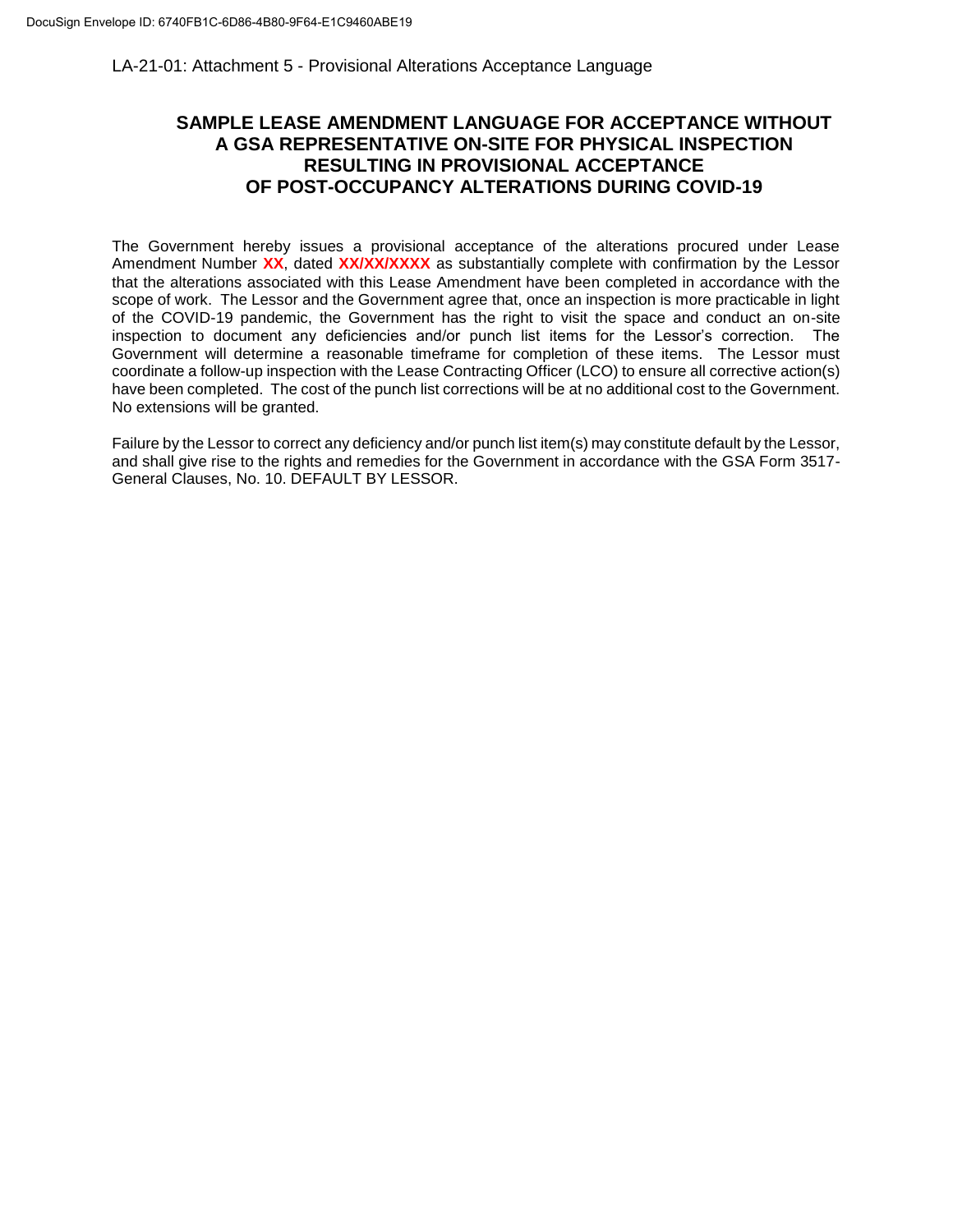LA-21-01: Attachment 5 - Provisional Alterations Acceptance Language

## SAMPLE LEASE AMENDMENT LANGUAGE FOR ACCEPTANCE WITHOUT A GSA REPRESENTATIVE ON-SITE FOR PHYSICAL INSPECTION RESULTING IN PROVISIONAL ACCEPTANCE OF POST-OCCUPANCY ALTERATIONS DURING COVID-19

The Government hereby issues a provisional acceptance of the alterations procured under Lease Amendment Number **XX**, dated **XX/XX/XXXX** as substantially complete with confirmation by the Lessor that the alterations associated with this Lease Amendment have been completed in accordance with the scope of work. The Lessor and the Government agree that, once an inspection is more practicable in light of the COVID-19 pandemic, the Government has the right to visit the space and conduct an on-site inspection to document any deficiencies and/or punch list items for the Lessor's correction. The Government will determine a reasonable timeframe for completion of these items. The Lessor must coordinate a follow-up inspection with the Lease Contracting Officer (LCO) to ensure all corrective action(s) have been completed. The cost of the punch list corrections will be at no additional cost to the Government. No extensions will be granted.

Failure by the Lessor to correct any deficiency and/or punch list item(s) may constitute default by the Lessor, and shall give rise to the rights and remedies for the Government in accordance with the GSA Form 3517-General Clauses, No. 10. DEFAULT BY LESSOR.